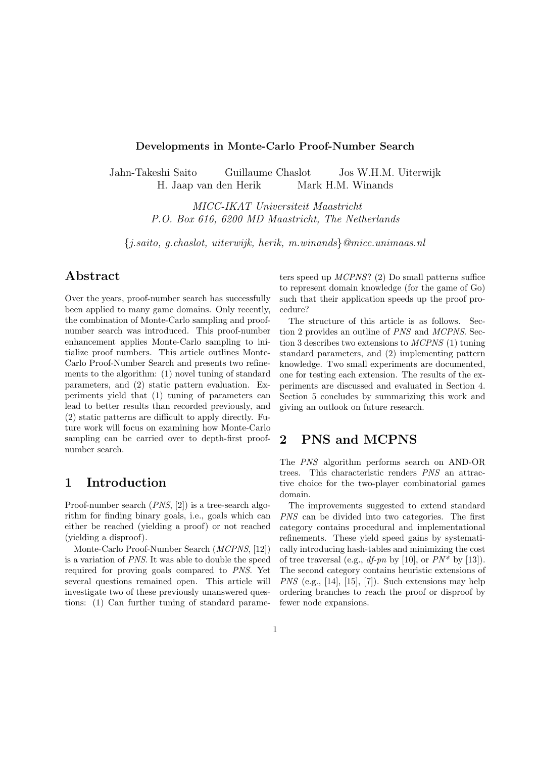# Developments in Monte-Carlo Proof-Number Search

Jahn-Takeshi Saito Guillaume Chaslot Jos W.H.M. Uiterwijk
H. Jaap van den Herik Mark H.M. Winands

*MICC-IKAT Universiteit Maastricht*
*P.O. Box 616, 6200 MD Maastricht, The Netherlands*

*{j.saito, g.chaslot, uiterwijk, herik, m.winands}@micc.unimaas.nl*

## Abstract

Over the years, proof-number search has successfully been applied to many game domains. Only recently, the combination of Monte-Carlo sampling and proof-number search was introduced. This proof-number enhancement applies Monte-Carlo sampling to initialize proof numbers. This article outlines Monte-Carlo Proof-Number Search and presents two refinements to the algorithm: (1) novel tuning of standard parameters, and (2) static pattern evaluation. Experiments yield that (1) tuning of parameters can lead to better results than recorded previously, and (2) static patterns are difficult to apply directly. Future work will focus on examining how Monte-Carlo sampling can be carried over to depth-first proof-number search.

## 1 Introduction

Proof-number search (*PNS*, [2]) is a tree-search algorithm for finding binary goals, i.e., goals which can either be reached (yielding a proof) or not reached (yielding a disproof).

Monte-Carlo Proof-Number Search (*MCPNS*, [12]) is a variation of *PNS*. It was able to double the speed required for proving goals compared to *PNS*. Yet several questions remained open. This article will investigate two of these previously unanswered questions: (1) Can further tuning of standard parameters speed up *MCPNS*? (2) Do small patterns suffice to represent domain knowledge (for the game of Go) such that their application speeds up the proof procedure?

The structure of this article is as follows. Section 2 provides an outline of *PNS* and *MCPNS*. Section 3 describes two extensions to *MCPNS* (1) tuning standard parameters, and (2) implementing pattern knowledge. Two small experiments are documented, one for testing each extension. The results of the experiments are discussed and evaluated in Section 4. Section 5 concludes by summarizing this work and giving an outlook on future research.

## 2 PNS and MCPNS

The *PNS* algorithm performs search on AND-OR trees. This characteristic renders *PNS* an attractive choice for the two-player combinatorial games domain.

The improvements suggested to extend standard *PNS* can be divided into two categories. The first category contains procedural and implementational refinements. These yield speed gains by systematically introducing hash-tables and minimizing the cost of tree traversal (e.g., *df-pn* by [10], or *PN\** by [13]). The second category contains heuristic extensions of *PNS* (e.g., [14], [15], [7]). Such extensions may help ordering branches to reach the proof or disproof by fewer node expansions.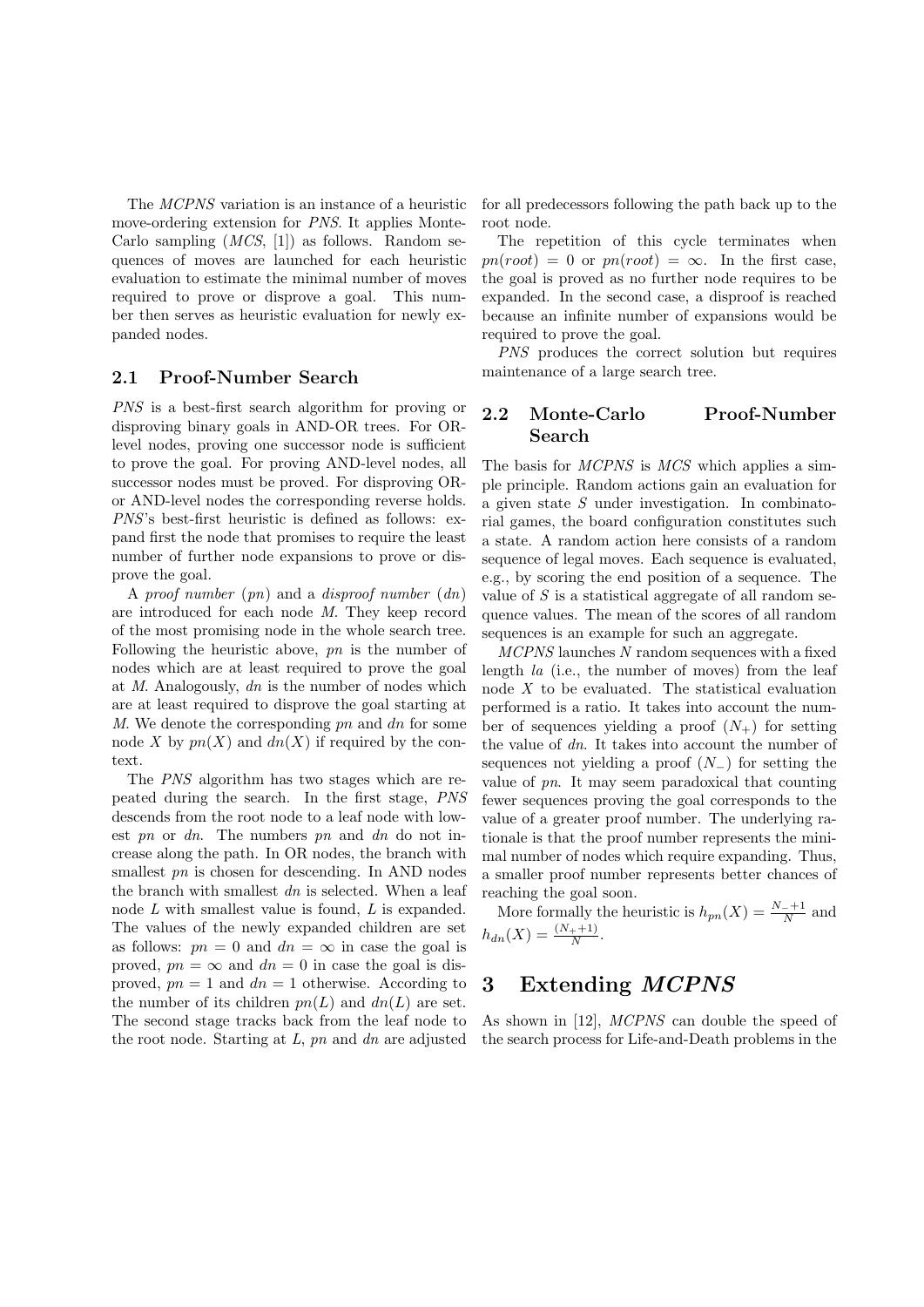The *MCPNS* variation is an instance of a heuristic move-ordering extension for *PNS*. It applies Monte-Carlo sampling (*MCS*, [1]) as follows. Random sequences of moves are launched for each heuristic evaluation to estimate the minimal number of moves required to prove or disprove a goal. This number then serves as heuristic evaluation for newly expanded nodes.

### 2.1 Proof-Number Search

*PNS* is a best-first search algorithm for proving or disproving binary goals in AND-OR trees. For OR-level nodes, proving one successor node is sufficient to prove the goal. For proving AND-level nodes, all successor nodes must be proved. For disproving OR- or AND-level nodes the corresponding reverse holds. *PNS*'s best-first heuristic is defined as follows: expand first the node that promises to require the least number of further node expansions to prove or disprove the goal.

A *proof number* (*pn*) and a *disproof number* (*dn*) are introduced for each node *M*. They keep record of the most promising node in the whole search tree. Following the heuristic above, *pn* is the number of nodes which are at least required to prove the goal at *M*. Analogously, *dn* is the number of nodes which are at least required to disprove the goal starting at *M*. We denote the corresponding *pn* and *dn* for some node *X* by $pn(X)$ and $dn(X)$ if required by the context.

The *PNS* algorithm has two stages which are repeated during the search. In the first stage, *PNS* descends from the root node to a leaf node with lowest *pn* or *dn*. The numbers *pn* and *dn* do not increase along the path. In OR nodes, the branch with smallest *pn* is chosen for descending. In AND nodes the branch with smallest *dn* is selected. When a leaf node *L* with smallest value is found, *L* is expanded. The values of the newly expanded children are set as follows: $pn = 0$ and $dn = \infty$ in case the goal is proved, $pn = \infty$ and $dn = 0$ in case the goal is disproved, $pn = 1$ and $dn = 1$ otherwise. According to the number of its children $pn(L)$ and $dn(L)$ are set. The second stage tracks back from the leaf node to the root node. Starting at *L*, *pn* and *dn* are adjusted for all predecessors following the path back up to the root node.

The repetition of this cycle terminates when $pn(root) = 0$ or $pn(root) = \infty$. In the first case, the goal is proved as no further node requires to be expanded. In the second case, a disproof is reached because an infinite number of expansions would be required to prove the goal.

*PNS* produces the correct solution but requires maintenance of a large search tree.

### 2.2 Monte-Carlo Proof-Number Search

The basis for *MCPNS* is *MCS* which applies a simple principle. Random actions gain an evaluation for a given state *S* under investigation. In combinatorial games, the board configuration constitutes such a state. A random action here consists of a random sequence of legal moves. Each sequence is evaluated, e.g., by scoring the end position of a sequence. The value of *S* is a statistical aggregate of all random sequence values. The mean of the scores of all random sequences is an example for such an aggregate.

*MCPNS* launches *N* random sequences with a fixed length *la* (i.e., the number of moves) from the leaf node *X* to be evaluated. The statistical evaluation performed is a ratio. It takes into account the number of sequences yielding a proof ($N_+$) for setting the value of *dn*. It takes into account the number of sequences not yielding a proof ($N_-$) for setting the value of *pn*. It may seem paradoxical that counting fewer sequences proving the goal corresponds to the value of a greater proof number. The underlying rationale is that the proof number represents the minimal number of nodes which require expanding. Thus, a smaller proof number represents better chances of reaching the goal soon.

More formally the heuristic is $h_{pn}(X) = \frac{N_-+1}{N}$ and $h_{dn}(X) = \frac{(N_++1)}{N}$.

## 3 Extending *MCPNS*

As shown in [12], *MCPNS* can double the speed of the search process for Life-and-Death problems in the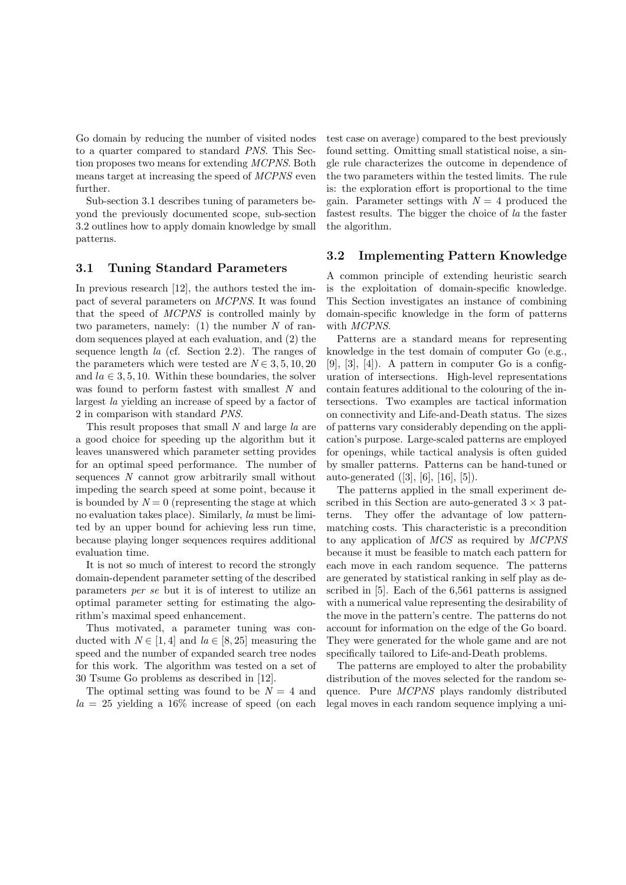Go domain by reducing the number of visited nodes to a quarter compared to standard *PNS*. This Section proposes two means for extending *MCPNS*. Both means target at increasing the speed of *MCPNS* even further.

Sub-section 3.1 describes tuning of parameters beyond the previously documented scope, sub-section 3.2 outlines how to apply domain knowledge by small patterns.

### 3.1 Tuning Standard Parameters

In previous research [12], the authors tested the impact of several parameters on *MCPNS*. It was found that the speed of *MCPNS* is controlled mainly by two parameters, namely: (1) the number $N$ of random sequences played at each evaluation, and (2) the sequence length $la$ (cf. Section 2.2). The ranges of the parameters which were tested are $N \in 3, 5, 10, 20$ and $la \in 3, 5, 10$. Within these boundaries, the solver was found to perform fastest with smallest $N$ and largest $la$ yielding an increase of speed by a factor of 2 in comparison with standard *PNS*.

This result proposes that small $N$ and large $la$ are a good choice for speeding up the algorithm but it leaves unanswered which parameter setting provides for an optimal speed performance. The number of sequences $N$ cannot grow arbitrarily small without impeding the search speed at some point, because it is bounded by $N = 0$ (representing the stage at which no evaluation takes place). Similarly, $la$ must be limited by an upper bound for achieving less run time, because playing longer sequences requires additional evaluation time.

It is not so much of interest to record the strongly domain-dependent parameter setting of the described parameters *per se* but it is of interest to utilize an optimal parameter setting for estimating the algorithm's maximal speed enhancement.

Thus motivated, a parameter tuning was conducted with $N \in [1, 4]$ and $la \in [8, 25]$ measuring the speed and the number of expanded search tree nodes for this work. The algorithm was tested on a set of 30 Tsume Go problems as described in [12].

The optimal setting was found to be $N = 4$ and $la = 25$ yielding a 16% increase of speed (on each test case on average) compared to the best previously found setting. Omitting small statistical noise, a single rule characterizes the outcome in dependence of the two parameters within the tested limits. The rule is: the exploration effort is proportional to the time gain. Parameter settings with $N = 4$ produced the fastest results. The bigger the choice of $la$ the faster the algorithm.

### 3.2 Implementing Pattern Knowledge

A common principle of extending heuristic search is the exploitation of domain-specific knowledge. This Section investigates an instance of combining domain-specific knowledge in the form of patterns with *MCPNS*.

Patterns are a standard means for representing knowledge in the test domain of computer Go (e.g., [9], [3], [4]). A pattern in computer Go is a configuration of intersections. High-level representations contain features additional to the colouring of the intersections. Two examples are tactical information on connectivity and Life-and-Death status. The sizes of patterns vary considerably depending on the application's purpose. Large-scaled patterns are employed for openings, while tactical analysis is often guided by smaller patterns. Patterns can be hand-tuned or auto-generated ([3], [6], [16], [5]).

The patterns applied in the small experiment described in this Section are auto-generated $3 \times 3$ patterns. They offer the advantage of low pattern-matching costs. This characteristic is a precondition to any application of *MCS* as required by *MCPNS* because it must be feasible to match each pattern for each move in each random sequence. The patterns are generated by statistical ranking in self play as described in [5]. Each of the 6,561 patterns is assigned with a numerical value representing the desirability of the move in the pattern's centre. The patterns do not account for information on the edge of the Go board. They were generated for the whole game and are not specifically tailored to Life-and-Death problems.

The patterns are employed to alter the probability distribution of the moves selected for the random sequence. Pure *MCPNS* plays randomly distributed legal moves in each random sequence implying a uni-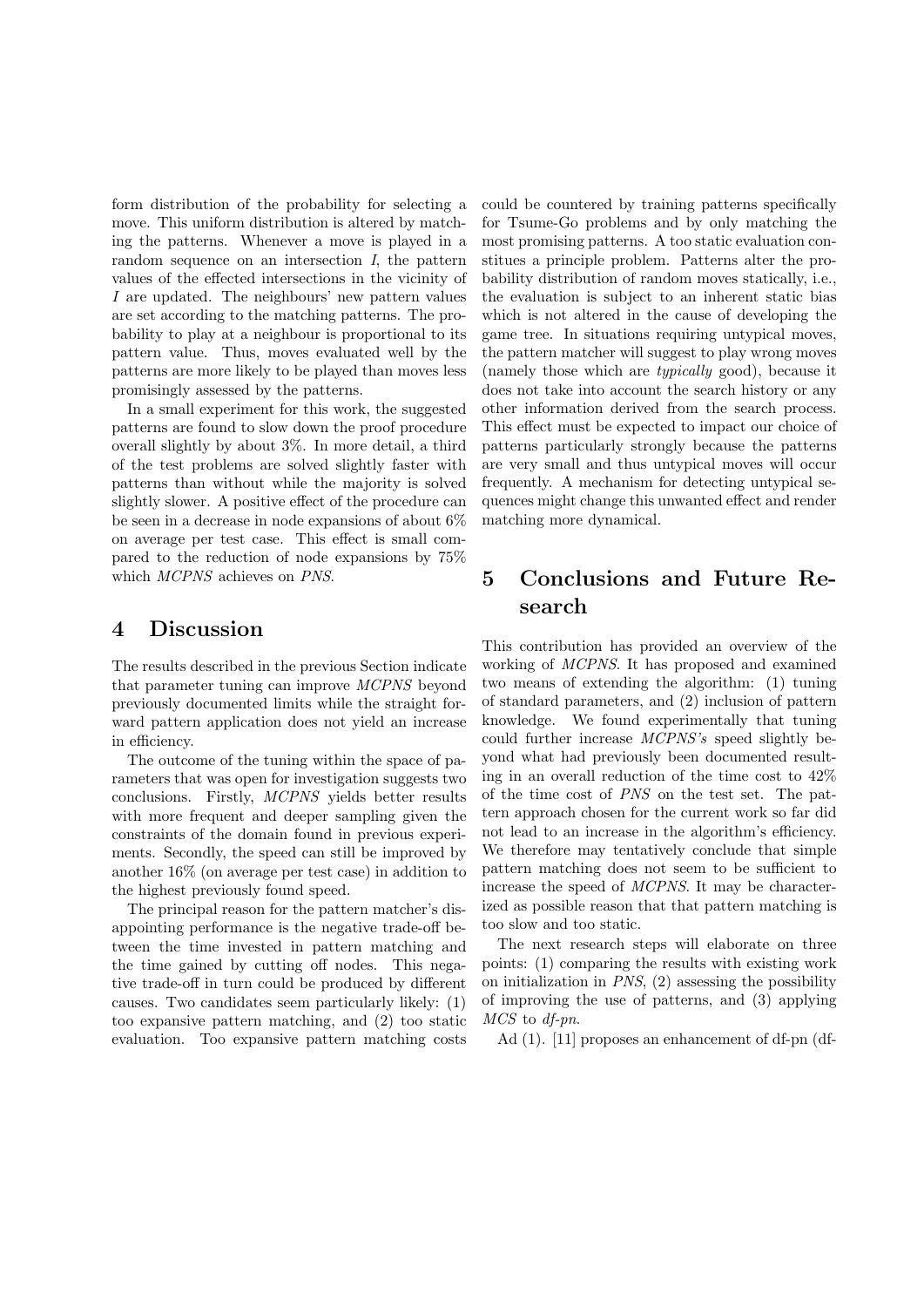form distribution of the probability for selecting a move. This uniform distribution is altered by matching the patterns. Whenever a move is played in a random sequence on an intersection $I$, the pattern values of the effected intersections in the vicinity of $I$ are updated. The neighbours' new pattern values are set according to the matching patterns. The probability to play at a neighbour is proportional to its pattern value. Thus, moves evaluated well by the patterns are more likely to be played than moves less promisingly assessed by the patterns.

In a small experiment for this work, the suggested patterns are found to slow down the proof procedure overall slightly by about 3%. In more detail, a third of the test problems are solved slightly faster with patterns than without while the majority is solved slightly slower. A positive effect of the procedure can be seen in a decrease in node expansions of about 6% on average per test case. This effect is small compared to the reduction of node expansions by 75% which *MCPNS* achieves on *PNS*.

## 4 Discussion

The results described in the previous Section indicate that parameter tuning can improve *MCPNS* beyond previously documented limits while the straight forward pattern application does not yield an increase in efficiency.

The outcome of the tuning within the space of parameters that was open for investigation suggests two conclusions. Firstly, *MCPNS* yields better results with more frequent and deeper sampling given the constraints of the domain found in previous experiments. Secondly, the speed can still be improved by another 16% (on average per test case) in addition to the highest previously found speed.

The principal reason for the pattern matcher's disappointing performance is the negative trade-off between the time invested in pattern matching and the time gained by cutting off nodes. This negative trade-off in turn could be produced by different causes. Two candidates seem particularly likely: (1) too expansive pattern matching, and (2) too static evaluation. Too expansive pattern matching costs could be countered by training patterns specifically for Tsume-Go problems and by only matching the most promising patterns. A too static evaluation constitues a principle problem. Patterns alter the probability distribution of random moves statically, i.e., the evaluation is subject to an inherent static bias which is not altered in the cause of developing the game tree. In situations requiring untypical moves, the pattern matcher will suggest to play wrong moves (namely those which are *typically* good), because it does not take into account the search history or any other information derived from the search process. This effect must be expected to impact our choice of patterns particularly strongly because the patterns are very small and thus untypical moves will occur frequently. A mechanism for detecting untypical sequences might change this unwanted effect and render matching more dynamical.

## 5 Conclusions and Future Research

This contribution has provided an overview of the working of *MCPNS*. It has proposed and examined two means of extending the algorithm: (1) tuning of standard parameters, and (2) inclusion of pattern knowledge. We found experimentally that tuning could further increase *MCPNS's* speed slightly beyond what had previously been documented resulting in an overall reduction of the time cost to 42% of the time cost of *PNS* on the test set. The pattern approach chosen for the current work so far did not lead to an increase in the algorithm's efficiency. We therefore may tentatively conclude that simple pattern matching does not seem to be sufficient to increase the speed of *MCPNS*. It may be characterized as possible reason that that pattern matching is too slow and too static.

The next research steps will elaborate on three points: (1) comparing the results with existing work on initialization in *PNS*, (2) assessing the possibility of improving the use of patterns, and (3) applying *MCS* to *df-pn*.

Ad (1). [11] proposes an enhancement of df-pn (df-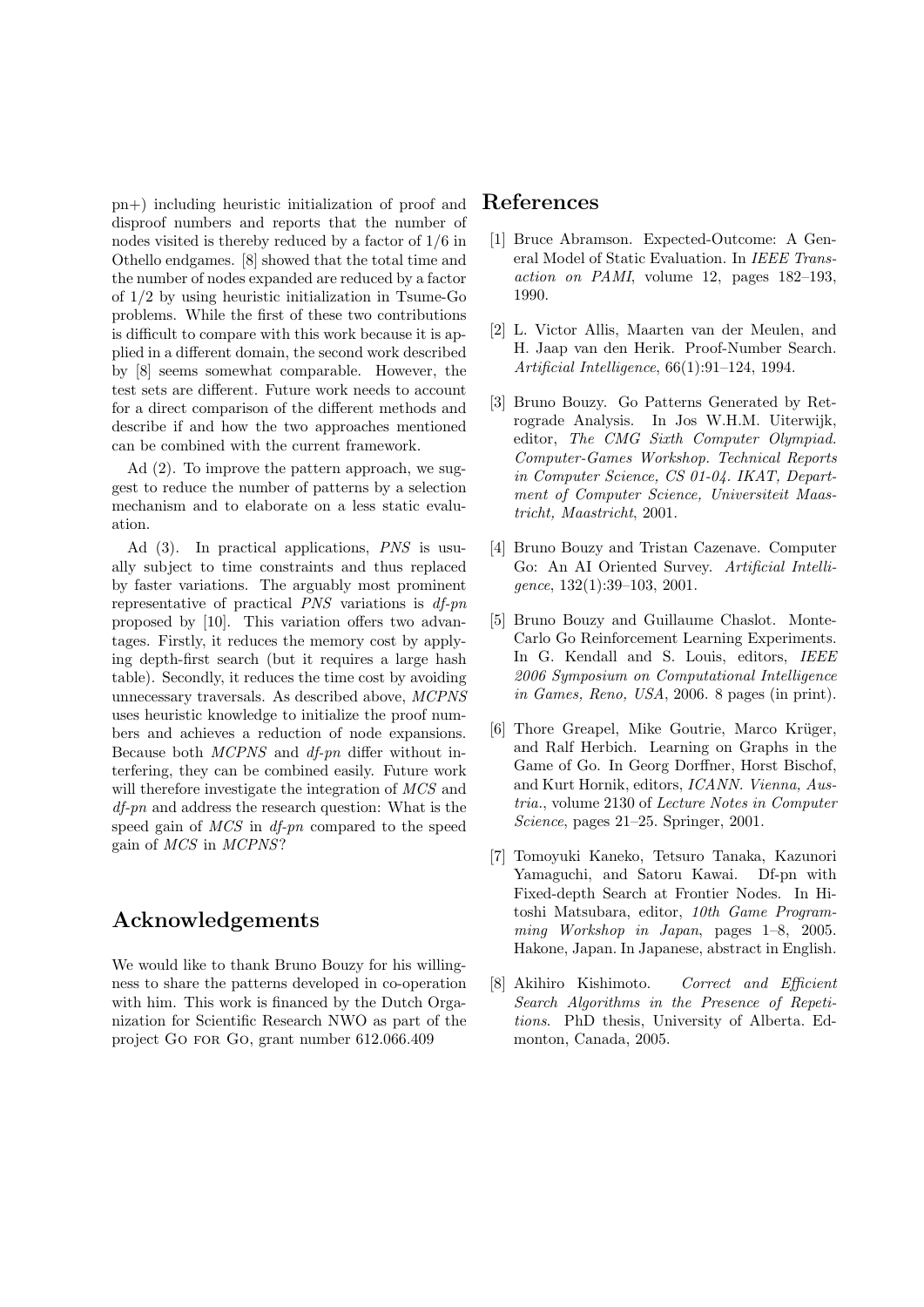pn+) including heuristic initialization of proof and disproof numbers and reports that the number of nodes visited is thereby reduced by a factor of 1/6 in Othello endgames. [8] showed that the total time and the number of nodes expanded are reduced by a factor of 1/2 by using heuristic initialization in Tsume-Go problems. While the first of these two contributions is difficult to compare with this work because it is applied in a different domain, the second work described by [8] seems somewhat comparable. However, the test sets are different. Future work needs to account for a direct comparison of the different methods and describe if and how the two approaches mentioned can be combined with the current framework.

Ad (2). To improve the pattern approach, we suggest to reduce the number of patterns by a selection mechanism and to elaborate on a less static evaluation.

Ad (3). In practical applications, *PNS* is usually subject to time constraints and thus replaced by faster variations. The arguably most prominent representative of practical *PNS* variations is *df-pn* proposed by [10]. This variation offers two advantages. Firstly, it reduces the memory cost by applying depth-first search (but it requires a large hash table). Secondly, it reduces the time cost by avoiding unnecessary traversals. As described above, *MCPNS* uses heuristic knowledge to initialize the proof numbers and achieves a reduction of node expansions. Because both *MCPNS* and *df-pn* differ without interfering, they can be combined easily. Future work will therefore investigate the integration of *MCS* and *df-pn* and address the research question: What is the speed gain of *MCS* in *df-pn* compared to the speed gain of *MCS* in *MCPNS*?

## Acknowledgements

We would like to thank Bruno Bouzy for his willingness to share the patterns developed in co-operation with him. This work is financed by the Dutch Organization for Scientific Research NWO as part of the project Go for Go, grant number 612.066.409

## References

[1] Bruce Abramson. Expected-Outcome: A General Model of Static Evaluation. In *IEEE Transaction on PAMI*, volume 12, pages 182–193, 1990.

[2] L. Victor Allis, Maarten van der Meulen, and H. Jaap van den Herik. Proof-Number Search. *Artificial Intelligence*, 66(1):91–124, 1994.

[3] Bruno Bouzy. Go Patterns Generated by Retrograde Analysis. In Jos W.H.M. Uiterwijk, editor, *The CMG Sixth Computer Olympiad. Computer-Games Workshop. Technical Reports in Computer Science, CS 01-04. IKAT, Department of Computer Science, Universiteit Maastricht, Maastricht*, 2001.

[4] Bruno Bouzy and Tristan Cazenave. Computer Go: An AI Oriented Survey. *Artificial Intelligence*, 132(1):39–103, 2001.

[5] Bruno Bouzy and Guillaume Chaslot. Monte-Carlo Go Reinforcement Learning Experiments. In G. Kendall and S. Louis, editors, *IEEE 2006 Symposium on Computational Intelligence in Games, Reno, USA*, 2006. 8 pages (in print).

[6] Thore Greapel, Mike Goutrie, Marco Krüger, and Ralf Herbich. Learning on Graphs in the Game of Go. In Georg Dorffner, Horst Bischof, and Kurt Hornik, editors, *ICANN. Vienna, Austria.*, volume 2130 of *Lecture Notes in Computer Science*, pages 21–25. Springer, 2001.

[7] Tomoyuki Kaneko, Tetsuro Tanaka, Kazunori Yamaguchi, and Satoru Kawai. Df-pn with Fixed-depth Search at Frontier Nodes. In Hitoshi Matsubara, editor, *10th Game Programming Workshop in Japan*, pages 1–8, 2005. Hakone, Japan. In Japanese, abstract in English.

[8] Akihiro Kishimoto. *Correct and Efficient Search Algorithms in the Presence of Repetitions*. PhD thesis, University of Alberta. Edmonton, Canada, 2005.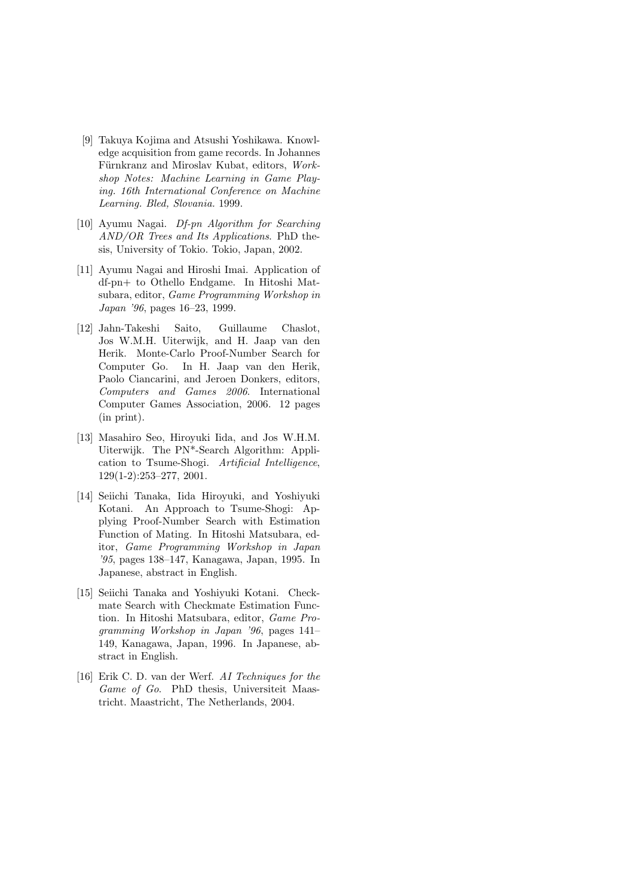[9] Takuya Kojima and Atsushi Yoshikawa. Knowledge acquisition from game records. In Johannes Fürnkranz and Miroslav Kubat, editors, *Workshop Notes: Machine Learning in Game Playing. 16th International Conference on Machine Learning. Bled, Slovania.* 1999.

[10] Ayumu Nagai. *Df-pn Algorithm for Searching AND/OR Trees and Its Applications*. PhD thesis, University of Tokio. Tokio, Japan, 2002.

[11] Ayumu Nagai and Hiroshi Imai. Application of df-pn+ to Othello Endgame. In Hitoshi Matsubara, editor, *Game Programming Workshop in Japan '96*, pages 16–23, 1999.

[12] Jahn-Takeshi Saito, Guillaume Chaslot, Jos W.M.H. Uiterwijk, and H. Jaap van den Herik. Monte-Carlo Proof-Number Search for Computer Go. In H. Jaap van den Herik, Paolo Ciancarini, and Jeroen Donkers, editors, *Computers and Games 2006*. International Computer Games Association, 2006. 12 pages (in print).

[13] Masahiro Seo, Hiroyuki Iida, and Jos W.H.M. Uiterwijk. The PN*-Search Algorithm: Application to Tsume-Shogi. *Artificial Intelligence*, 129(1-2):253–277, 2001.

[14] Seiichi Tanaka, Iida Hiroyuki, and Yoshiyuki Kotani. An Approach to Tsume-Shogi: Applying Proof-Number Search with Estimation Function of Mating. In Hitoshi Matsubara, editor, *Game Programming Workshop in Japan '95*, pages 138–147, Kanagawa, Japan, 1995. In Japanese, abstract in English.

[15] Seiichi Tanaka and Yoshiyuki Kotani. Checkmate Search with Checkmate Estimation Function. In Hitoshi Matsubara, editor, *Game Programming Workshop in Japan '96*, pages 141–149, Kanagawa, Japan, 1996. In Japanese, abstract in English.

[16] Erik C. D. van der Werf. *AI Techniques for the Game of Go*. PhD thesis, Universiteit Maastricht. Maastricht, The Netherlands, 2004.